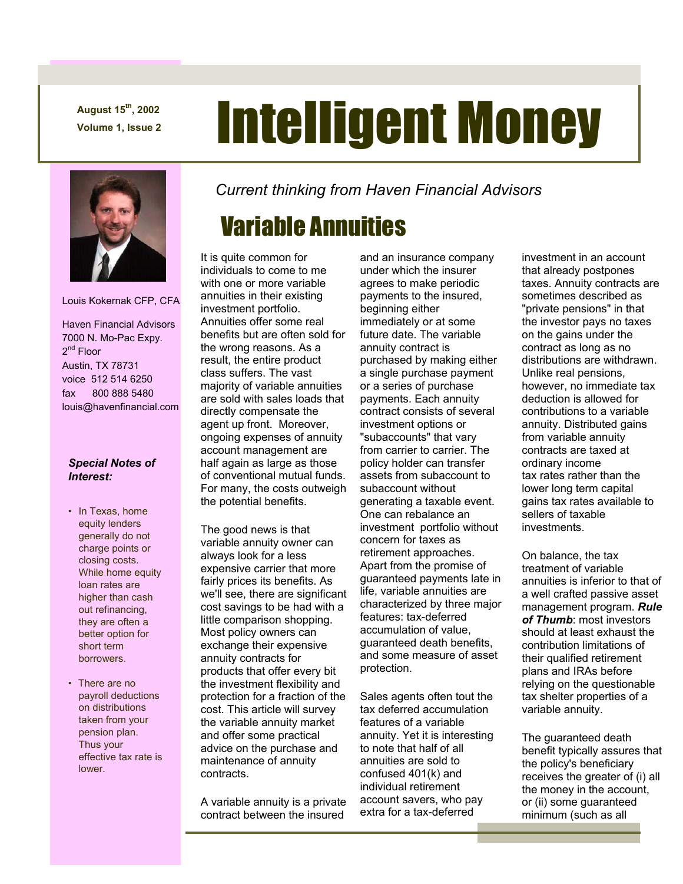August 15th, 2002

Volume 1, Issue 2

# Intelligent Money

*Current thinking from Haven Financial Advisors*

Louis Kokernak CFP, CFA

Haven Financial Advisors
7000 N. Mo-Pac Expy.
2nd Floor
Austin, TX 78731
voice 512 514 6250
fax 800 888 5480
louis@havenfinancial.com

***Special Notes of Interest:***

- In Texas, home equity lenders generally do not charge points or closing costs. While home equity loan rates are higher than cash out refinancing, they are often a better option for short term borrowers.
- There are no payroll deductions on distributions taken from your pension plan. Thus your effective tax rate is lower.

## Variable Annuities

It is quite common for individuals to come to me with one or more variable annuities in their existing investment portfolio. Annuities offer some real benefits but are often sold for the wrong reasons. As a result, the entire product class suffers. The vast majority of variable annuities are sold with sales loads that directly compensate the agent up front. Moreover, ongoing expenses of annuity account management are half again as large as those of conventional mutual funds. For many, the costs outweigh the potential benefits.

The good news is that variable annuity owner can always look for a less expensive carrier that more fairly prices its benefits. As we'll see, there are significant cost savings to be had with a little comparison shopping. Most policy owners can exchange their expensive annuity contracts for products that offer every bit the investment flexibility and protection for a fraction of the cost. This article will survey the variable annuity market and offer some practical advice on the purchase and maintenance of annuity contracts.

A variable annuity is a private contract between the insured and an insurance company under which the insurer agrees to make periodic payments to the insured, beginning either immediately or at some future date. The variable annuity contract is purchased by making either a single purchase payment or a series of purchase payments. Each annuity contract consists of several investment options or "subaccounts" that vary from carrier to carrier. The policy holder can transfer assets from subaccount to subaccount without generating a taxable event. One can rebalance an investment portfolio without concern for taxes as retirement approaches. Apart from the promise of guaranteed payments late in life, variable annuities are characterized by three major features: tax-deferred accumulation of value, guaranteed death benefits, and some measure of asset protection.

Sales agents often tout the tax deferred accumulation features of a variable annuity. Yet it is interesting to note that half of all annuities are sold to confused 401(k) and individual retirement account savers, who pay extra for a tax-deferred investment in an account that already postpones taxes. Annuity contracts are sometimes described as "private pensions" in that the investor pays no taxes on the gains under the contract as long as no distributions are withdrawn. Unlike real pensions, however, no immediate tax deduction is allowed for contributions to a variable annuity. Distributed gains from variable annuity contracts are taxed at ordinary income tax rates rather than the lower long term capital gains tax rates available to sellers of taxable investments.

On balance, the tax treatment of variable annuities is inferior to that of a well crafted passive asset management program. ***Rule of Thumb***: most investors should at least exhaust the contribution limitations of their qualified retirement plans and IRAs before relying on the questionable tax shelter properties of a variable annuity.

The guaranteed death benefit typically assures that the policy's beneficiary receives the greater of (i) all the money in the account, or (ii) some guaranteed minimum (such as all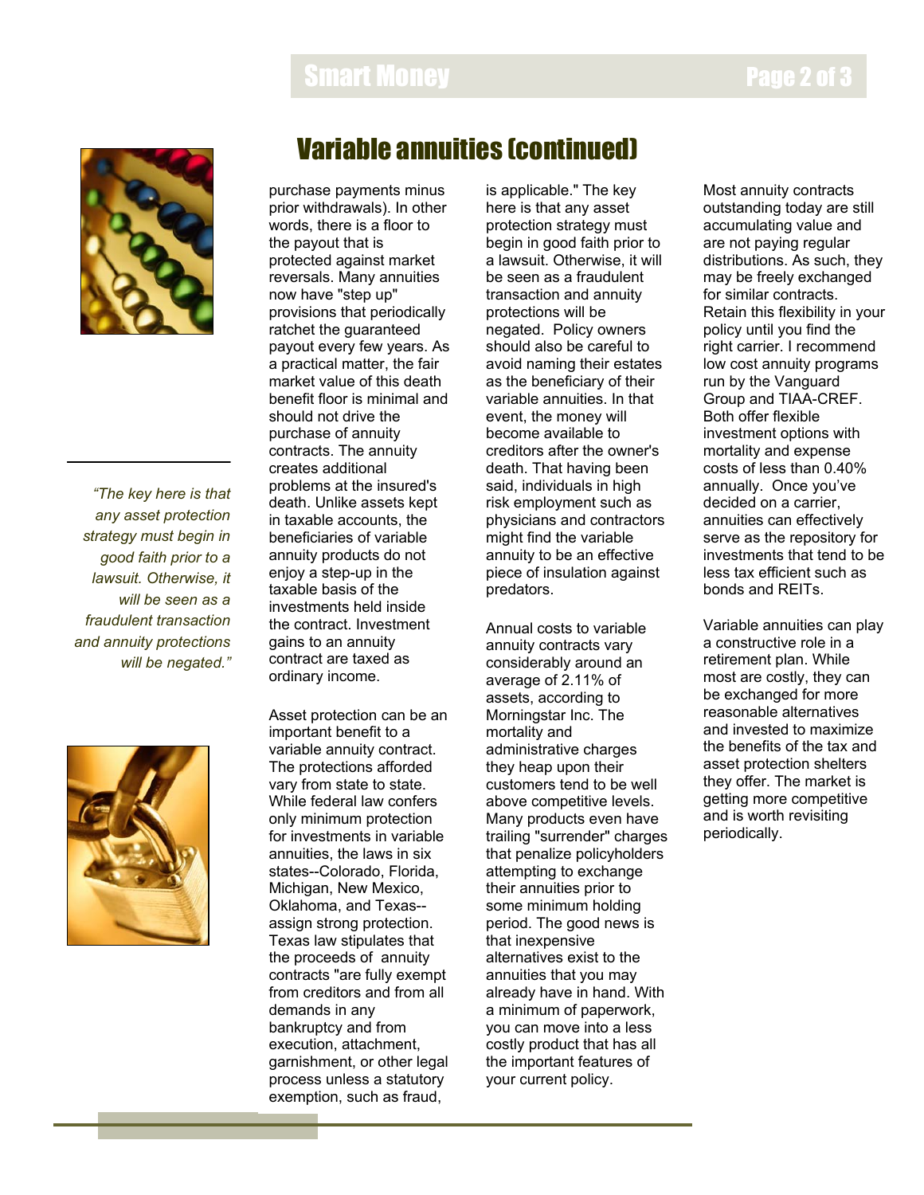## Variable annuities (continued)

purchase payments minus prior withdrawals). In other words, there is a floor to the payout that is protected against market reversals. Many annuities now have "step up" provisions that periodically ratchet the guaranteed payout every few years. As a practical matter, the fair market value of this death benefit floor is minimal and should not drive the purchase of annuity contracts. The annuity creates additional problems at the insured's death. Unlike assets kept in taxable accounts, the beneficiaries of variable annuity products do not enjoy a step-up in the taxable basis of the investments held inside the contract. Investment gains to an annuity contract are taxed as ordinary income.

Asset protection can be an important benefit to a variable annuity contract. The protections afforded vary from state to state. While federal law confers only minimum protection for investments in variable annuities, the laws in six states--Colorado, Florida, Michigan, New Mexico, Oklahoma, and Texas--assign strong protection. Texas law stipulates that the proceeds of annuity contracts "are fully exempt from creditors and from all demands in any bankruptcy and from execution, attachment, garnishment, or other legal process unless a statutory exemption, such as fraud, is applicable." The key here is that any asset protection strategy must begin in good faith prior to a lawsuit. Otherwise, it will be seen as a fraudulent transaction and annuity protections will be negated. Policy owners should also be careful to avoid naming their estates as the beneficiary of their variable annuities. In that event, the money will become available to creditors after the owner's death. That having been said, individuals in high risk employment such as physicians and contractors might find the variable annuity to be an effective piece of insulation against predators.

*"The key here is that any asset protection strategy must begin in good faith prior to a lawsuit. Otherwise, it will be seen as a fraudulent transaction and annuity protections will be negated."*

Annual costs to variable annuity contracts vary considerably around an average of 2.11% of assets, according to Morningstar Inc. The mortality and administrative charges they heap upon their customers tend to be well above competitive levels. Many products even have trailing "surrender" charges that penalize policyholders attempting to exchange their annuities prior to some minimum holding period. The good news is that inexpensive alternatives exist to the annuities that you may already have in hand. With a minimum of paperwork, you can move into a less costly product that has all the important features of your current policy.

Most annuity contracts outstanding today are still accumulating value and are not paying regular distributions. As such, they may be freely exchanged for similar contracts. Retain this flexibility in your policy until you find the right carrier. I recommend low cost annuity programs run by the Vanguard Group and TIAA-CREF. Both offer flexible investment options with mortality and expense costs of less than 0.40% annually. Once you've decided on a carrier, annuities can effectively serve as the repository for investments that tend to be less tax efficient such as bonds and REITs.

Variable annuities can play a constructive role in a retirement plan. While most are costly, they can be exchanged for more reasonable alternatives and invested to maximize the benefits of the tax and asset protection shelters they offer. The market is getting more competitive and is worth revisiting periodically.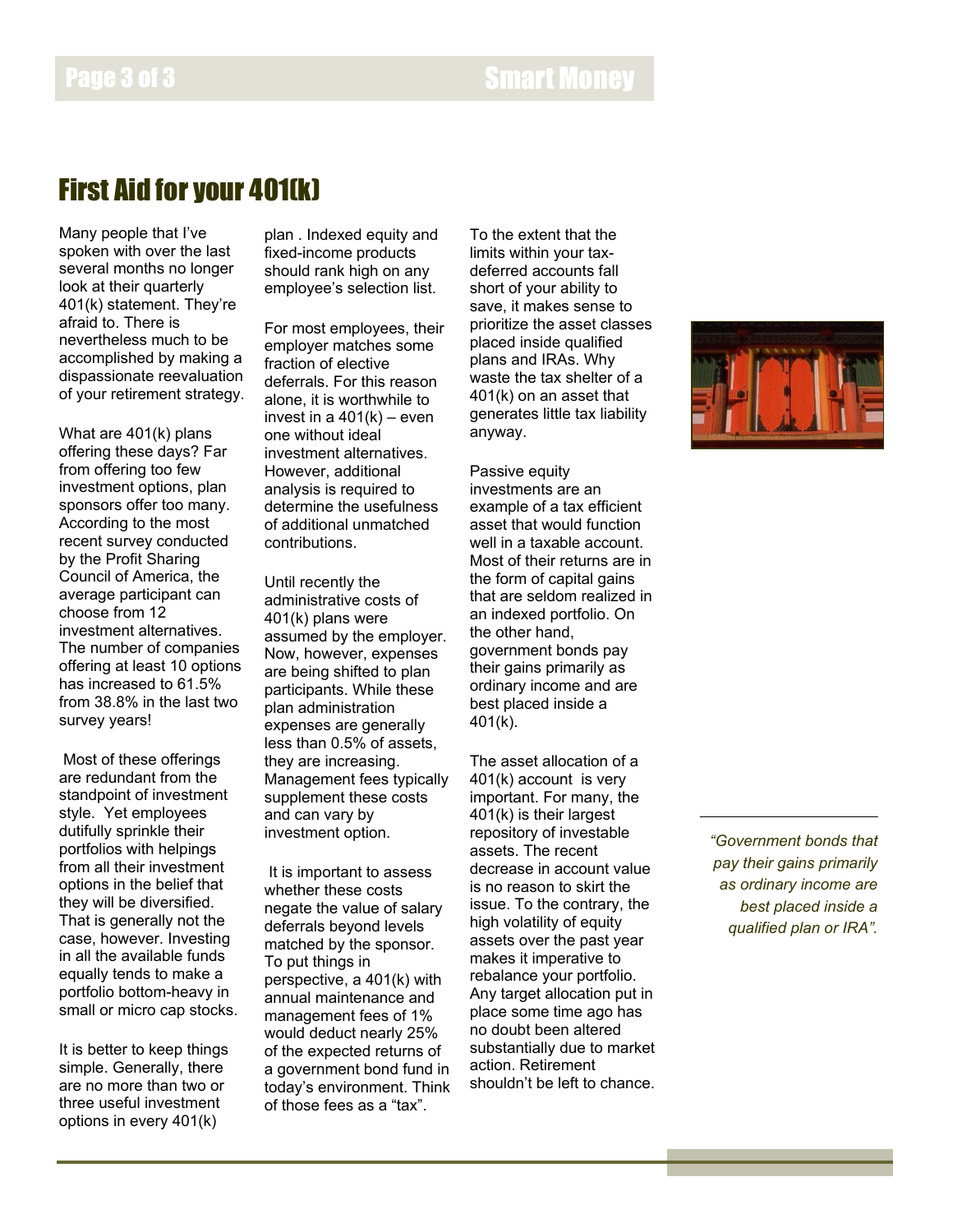# First Aid for your 401(k)

Many people that I've spoken with over the last several months no longer look at their quarterly 401(k) statement. They're afraid to. There is nevertheless much to be accomplished by making a dispassionate reevaluation of your retirement strategy.

What are 401(k) plans offering these days? Far from offering too few investment options, plan sponsors offer too many. According to the most recent survey conducted by the Profit Sharing Council of America, the average participant can choose from 12 investment alternatives. The number of companies offering at least 10 options has increased to 61.5% from 38.8% in the last two survey years!

Most of these offerings are redundant from the standpoint of investment style. Yet employees dutifully sprinkle their portfolios with helpings from all their investment options in the belief that they will be diversified. That is generally not the case, however. Investing in all the available funds equally tends to make a portfolio bottom-heavy in small or micro cap stocks.

It is better to keep things simple. Generally, there are no more than two or three useful investment options in every 401(k) plan . Indexed equity and fixed-income products should rank high on any employee's selection list.

For most employees, their employer matches some fraction of elective deferrals. For this reason alone, it is worthwhile to invest in a 401(k) – even one without ideal investment alternatives. However, additional analysis is required to determine the usefulness of additional unmatched contributions.

Until recently the administrative costs of 401(k) plans were assumed by the employer. Now, however, expenses are being shifted to plan participants. While these plan administration expenses are generally less than 0.5% of assets, they are increasing. Management fees typically supplement these costs and can vary by investment option.

It is important to assess whether these costs negate the value of salary deferrals beyond levels matched by the sponsor. To put things in perspective, a 401(k) with annual maintenance and management fees of 1% would deduct nearly 25% of the expected returns of a government bond fund in today's environment. Think of those fees as a "tax".

To the extent that the limits within your tax-deferred accounts fall short of your ability to save, it makes sense to prioritize the asset classes placed inside qualified plans and IRAs. Why waste the tax shelter of a 401(k) on an asset that generates little tax liability anyway.

Passive equity investments are an example of a tax efficient asset that would function well in a taxable account. Most of their returns are in the form of capital gains that are seldom realized in an indexed portfolio. On the other hand, government bonds pay their gains primarily as ordinary income and are best placed inside a 401(k).

The asset allocation of a 401(k) account is very important. For many, the 401(k) is their largest repository of investable assets. The recent decrease in account value is no reason to skirt the issue. To the contrary, the high volatility of equity assets over the past year makes it imperative to rebalance your portfolio. Any target allocation put in place some time ago has no doubt been altered substantially due to market action. Retirement shouldn't be left to chance.

*"Government bonds that pay their gains primarily as ordinary income are best placed inside a qualified plan or IRA".*